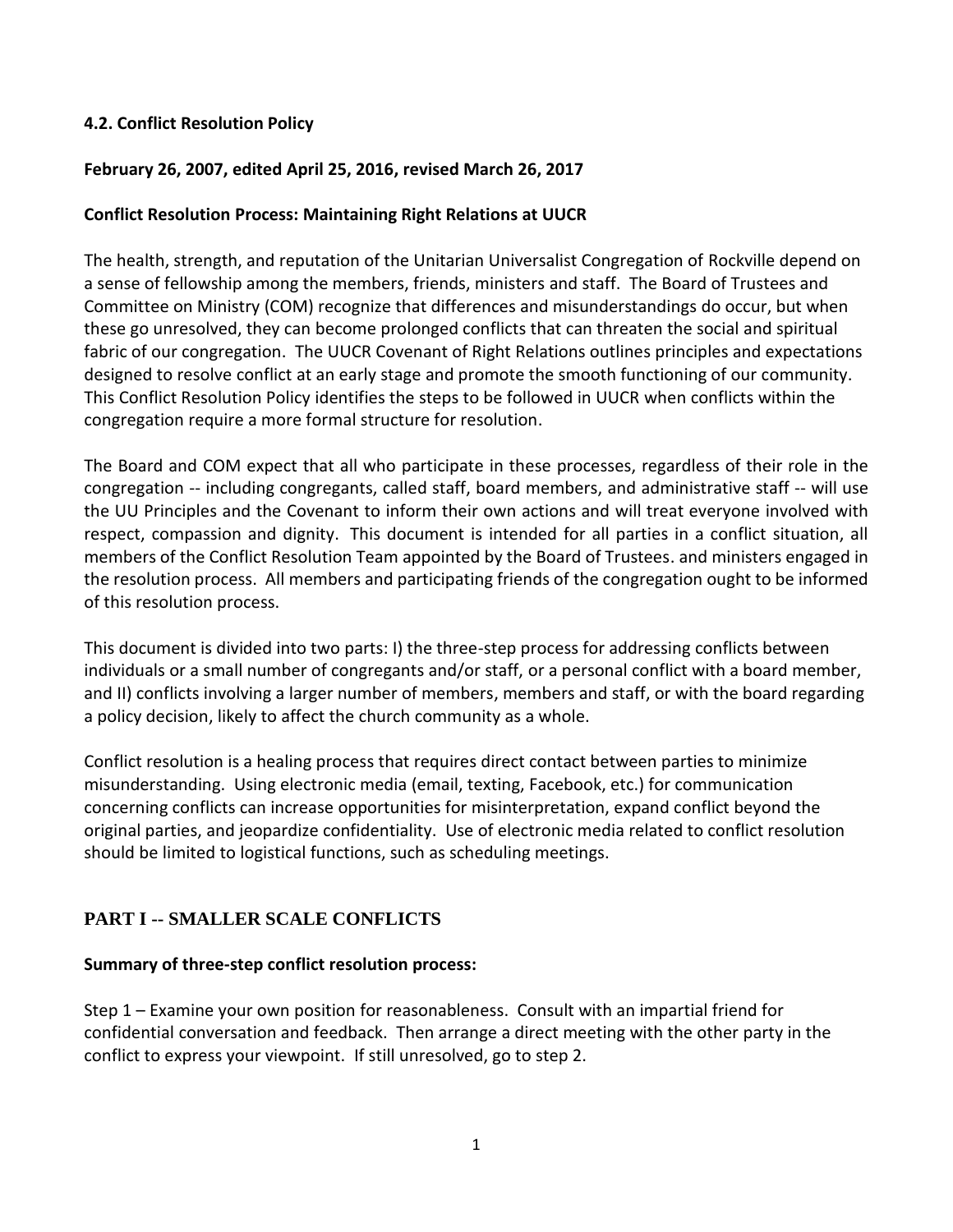**4.2. Conflict Resolution Policy**

**February 26, 2007, edited April 25, 2016, revised March 26, 2017**

**Conflict Resolution Process: Maintaining Right Relations at UUCR**

The health, strength, and reputation of the Unitarian Universalist Congregation of Rockville depend on a sense of fellowship among the members, friends, ministers and staff. The Board of Trustees and Committee on Ministry (COM) recognize that differences and misunderstandings do occur, but when these go unresolved, they can become prolonged conflicts that can threaten the social and spiritual fabric of our congregation. The UUCR Covenant of Right Relations outlines principles and expectations designed to resolve conflict at an early stage and promote the smooth functioning of our community. This Conflict Resolution Policy identifies the steps to be followed in UUCR when conflicts within the congregation require a more formal structure for resolution.

The Board and COM expect that all who participate in these processes, regardless of their role in the congregation -- including congregants, called staff, board members, and administrative staff -- will use the UU Principles and the Covenant to inform their own actions and will treat everyone involved with respect, compassion and dignity. This document is intended for all parties in a conflict situation, all members of the Conflict Resolution Team appointed by the Board of Trustees. and ministers engaged in the resolution process. All members and participating friends of the congregation ought to be informed of this resolution process.

This document is divided into two parts: I) the three-step process for addressing conflicts between individuals or a small number of congregants and/or staff, or a personal conflict with a board member, and II) conflicts involving a larger number of members, members and staff, or with the board regarding a policy decision, likely to affect the church community as a whole.

Conflict resolution is a healing process that requires direct contact between parties to minimize misunderstanding. Using electronic media (email, texting, Facebook, etc.) for communication concerning conflicts can increase opportunities for misinterpretation, expand conflict beyond the original parties, and jeopardize confidentiality. Use of electronic media related to conflict resolution should be limited to logistical functions, such as scheduling meetings.

## PART I -- SMALLER SCALE CONFLICTS

**Summary of three-step conflict resolution process:**

Step 1 – Examine your own position for reasonableness. Consult with an impartial friend for confidential conversation and feedback. Then arrange a direct meeting with the other party in the conflict to express your viewpoint. If still unresolved, go to step 2.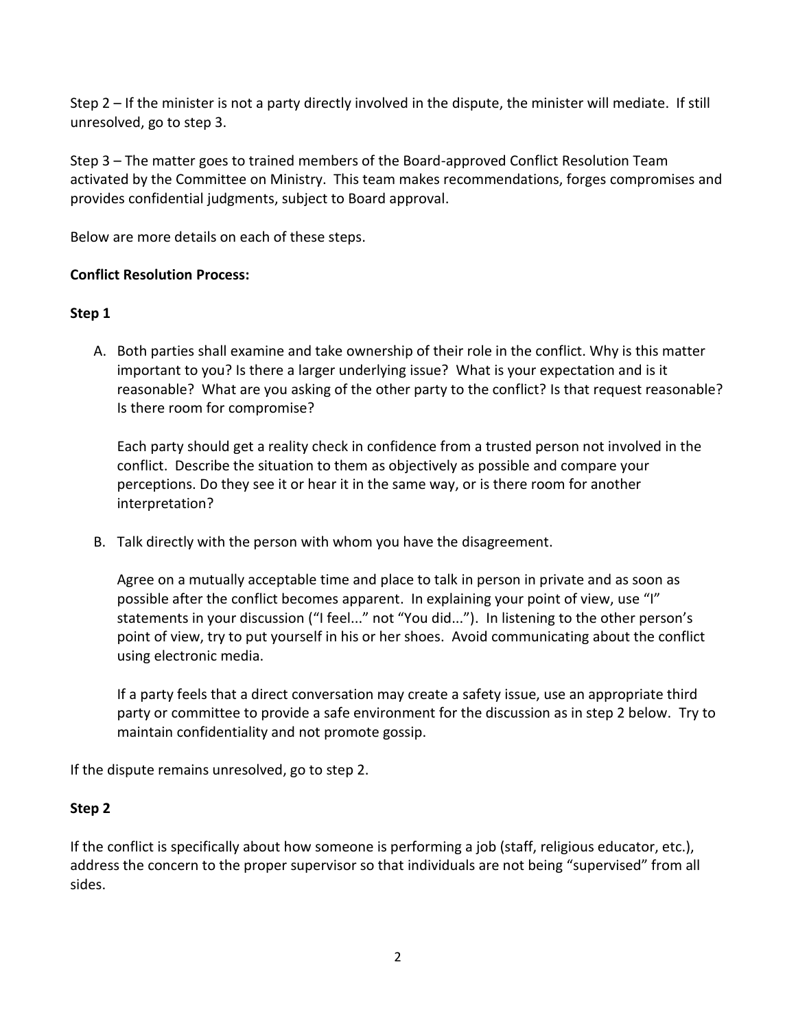Step 2 – If the minister is not a party directly involved in the dispute, the minister will mediate. If still unresolved, go to step 3.

Step 3 – The matter goes to trained members of the Board-approved Conflict Resolution Team activated by the Committee on Ministry. This team makes recommendations, forges compromises and provides confidential judgments, subject to Board approval.

Below are more details on each of these steps.

**Conflict Resolution Process:**

**Step 1**

A. Both parties shall examine and take ownership of their role in the conflict. Why is this matter important to you? Is there a larger underlying issue? What is your expectation and is it reasonable? What are you asking of the other party to the conflict? Is that request reasonable? Is there room for compromise?

   Each party should get a reality check in confidence from a trusted person not involved in the conflict. Describe the situation to them as objectively as possible and compare your perceptions. Do they see it or hear it in the same way, or is there room for another interpretation?

B. Talk directly with the person with whom you have the disagreement.

   Agree on a mutually acceptable time and place to talk in person in private and as soon as possible after the conflict becomes apparent. In explaining your point of view, use "I" statements in your discussion ("I feel..." not "You did..."). In listening to the other person's point of view, try to put yourself in his or her shoes. Avoid communicating about the conflict using electronic media.

   If a party feels that a direct conversation may create a safety issue, use an appropriate third party or committee to provide a safe environment for the discussion as in step 2 below. Try to maintain confidentiality and not promote gossip.

If the dispute remains unresolved, go to step 2.

**Step 2**

If the conflict is specifically about how someone is performing a job (staff, religious educator, etc.), address the concern to the proper supervisor so that individuals are not being "supervised" from all sides.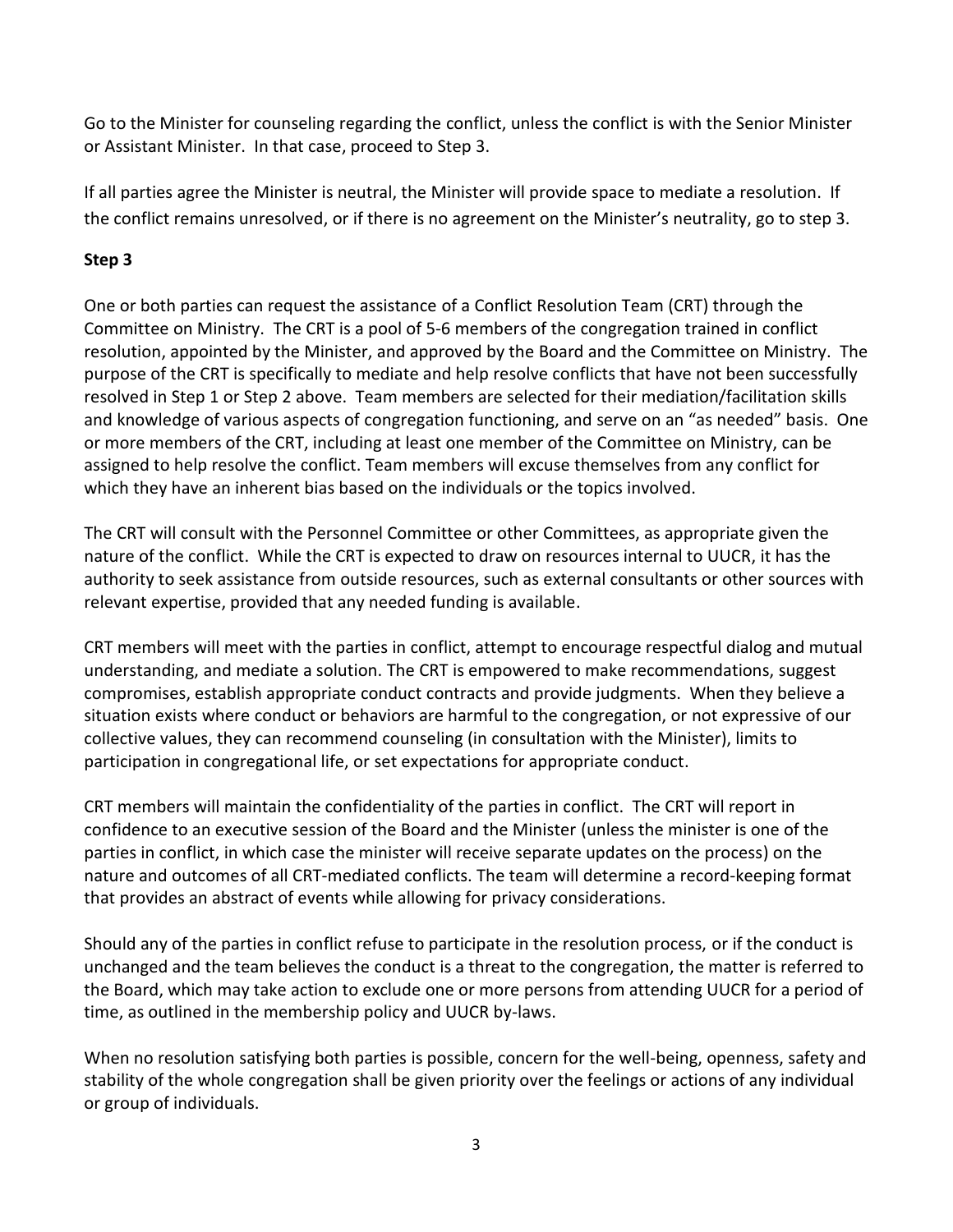Go to the Minister for counseling regarding the conflict, unless the conflict is with the Senior Minister or Assistant Minister. In that case, proceed to Step 3.

If all parties agree the Minister is neutral, the Minister will provide space to mediate a resolution. If the conflict remains unresolved, or if there is no agreement on the Minister's neutrality, go to step 3.

**Step 3**

One or both parties can request the assistance of a Conflict Resolution Team (CRT) through the Committee on Ministry. The CRT is a pool of 5-6 members of the congregation trained in conflict resolution, appointed by the Minister, and approved by the Board and the Committee on Ministry. The purpose of the CRT is specifically to mediate and help resolve conflicts that have not been successfully resolved in Step 1 or Step 2 above. Team members are selected for their mediation/facilitation skills and knowledge of various aspects of congregation functioning, and serve on an "as needed" basis. One or more members of the CRT, including at least one member of the Committee on Ministry, can be assigned to help resolve the conflict. Team members will excuse themselves from any conflict for which they have an inherent bias based on the individuals or the topics involved.

The CRT will consult with the Personnel Committee or other Committees, as appropriate given the nature of the conflict. While the CRT is expected to draw on resources internal to UUCR, it has the authority to seek assistance from outside resources, such as external consultants or other sources with relevant expertise, provided that any needed funding is available.

CRT members will meet with the parties in conflict, attempt to encourage respectful dialog and mutual understanding, and mediate a solution. The CRT is empowered to make recommendations, suggest compromises, establish appropriate conduct contracts and provide judgments. When they believe a situation exists where conduct or behaviors are harmful to the congregation, or not expressive of our collective values, they can recommend counseling (in consultation with the Minister), limits to participation in congregational life, or set expectations for appropriate conduct.

CRT members will maintain the confidentiality of the parties in conflict. The CRT will report in confidence to an executive session of the Board and the Minister (unless the minister is one of the parties in conflict, in which case the minister will receive separate updates on the process) on the nature and outcomes of all CRT-mediated conflicts. The team will determine a record-keeping format that provides an abstract of events while allowing for privacy considerations.

Should any of the parties in conflict refuse to participate in the resolution process, or if the conduct is unchanged and the team believes the conduct is a threat to the congregation, the matter is referred to the Board, which may take action to exclude one or more persons from attending UUCR for a period of time, as outlined in the membership policy and UUCR by-laws.

When no resolution satisfying both parties is possible, concern for the well-being, openness, safety and stability of the whole congregation shall be given priority over the feelings or actions of any individual or group of individuals.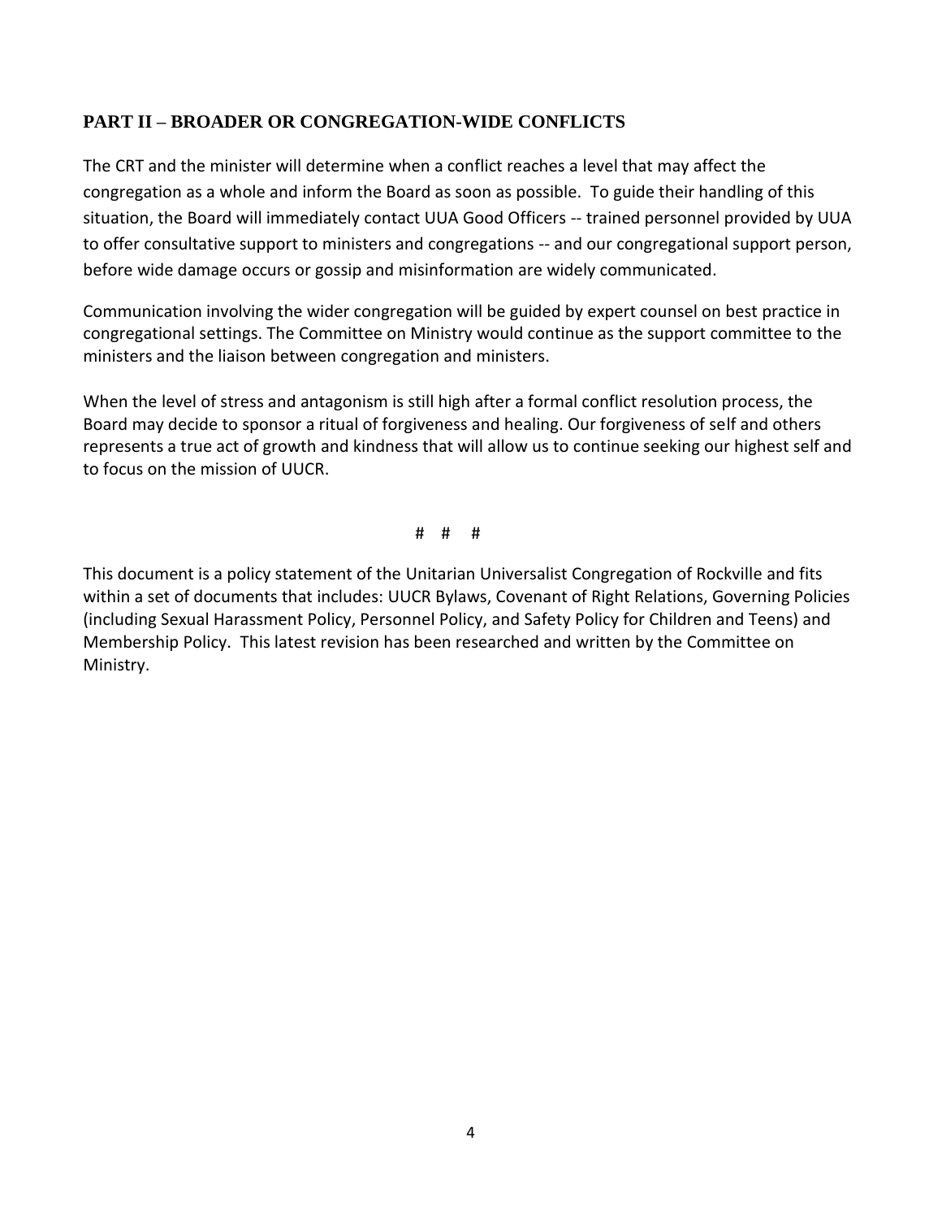## PART II – BROADER OR CONGREGATION-WIDE CONFLICTS

The CRT and the minister will determine when a conflict reaches a level that may affect the congregation as a whole and inform the Board as soon as possible. To guide their handling of this situation, the Board will immediately contact UUA Good Officers -- trained personnel provided by UUA to offer consultative support to ministers and congregations -- and our congregational support person, before wide damage occurs or gossip and misinformation are widely communicated.

Communication involving the wider congregation will be guided by expert counsel on best practice in congregational settings. The Committee on Ministry would continue as the support committee to the ministers and the liaison between congregation and ministers.

When the level of stress and antagonism is still high after a formal conflict resolution process, the Board may decide to sponsor a ritual of forgiveness and healing. Our forgiveness of self and others represents a true act of growth and kindness that will allow us to continue seeking our highest self and to focus on the mission of UUCR.

# # #

This document is a policy statement of the Unitarian Universalist Congregation of Rockville and fits within a set of documents that includes: UUCR Bylaws, Covenant of Right Relations, Governing Policies (including Sexual Harassment Policy, Personnel Policy, and Safety Policy for Children and Teens) and Membership Policy. This latest revision has been researched and written by the Committee on Ministry.